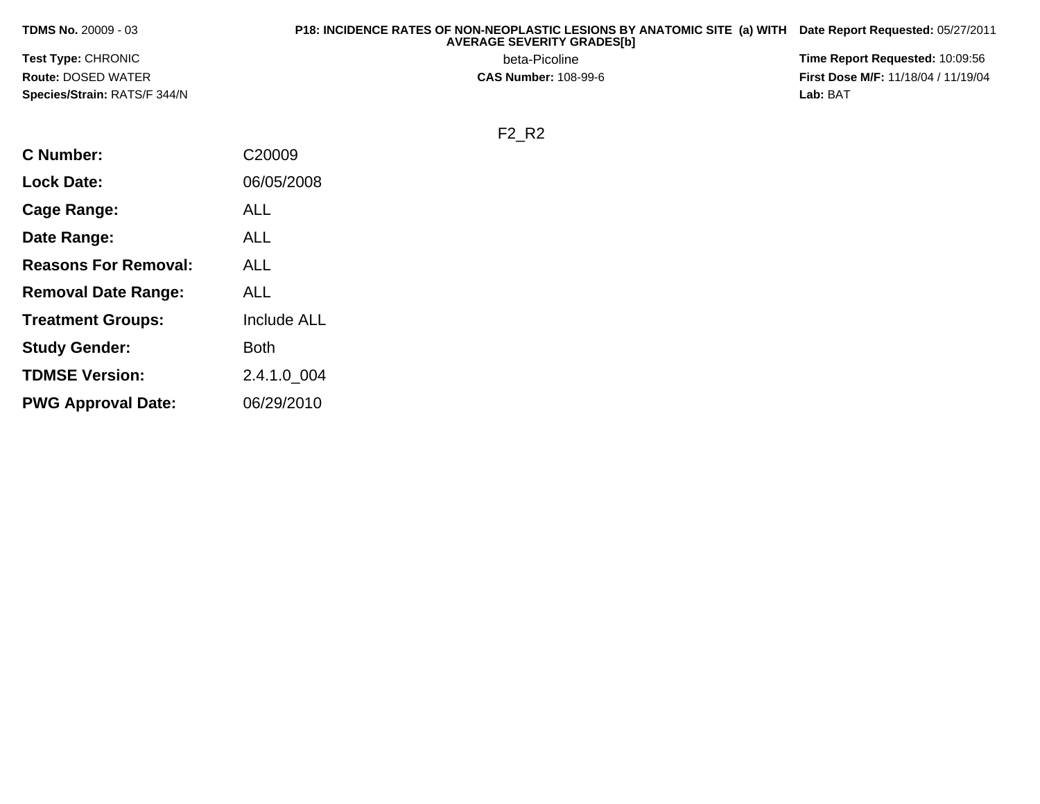**TDMS No.** 20009 - 03

**Test Type:** CHRONIC

**Route:** DOSED WATER

**Species/Strain:** RATS/F 344/N

**P18: INCIDENCE RATES OF NON-NEOPLASTIC LESIONS BY ANATOMIC SITE (a) WITH AVERAGE SEVERITY GRADES[b]**

beta-Picoline

**CAS Number:** 108-99-6

**Date Report Requested:** 05/27/2011

**Time Report Requested:** 10:09:56

**First Dose M/F:** 11/18/04 / 11/19/04

**Lab:** BAT

F2_R2

| | |
|---|---|
| **C Number:** | C20009 |
| **Lock Date:** | 06/05/2008 |
| **Cage Range:** | ALL |
| **Date Range:** | ALL |
| **Reasons For Removal:** | ALL |
| **Removal Date Range:** | ALL |
| **Treatment Groups:** | Include ALL |
| **Study Gender:** | Both |
| **TDMSE Version:** | 2.4.1.0_004 |
| **PWG Approval Date:** | 06/29/2010 |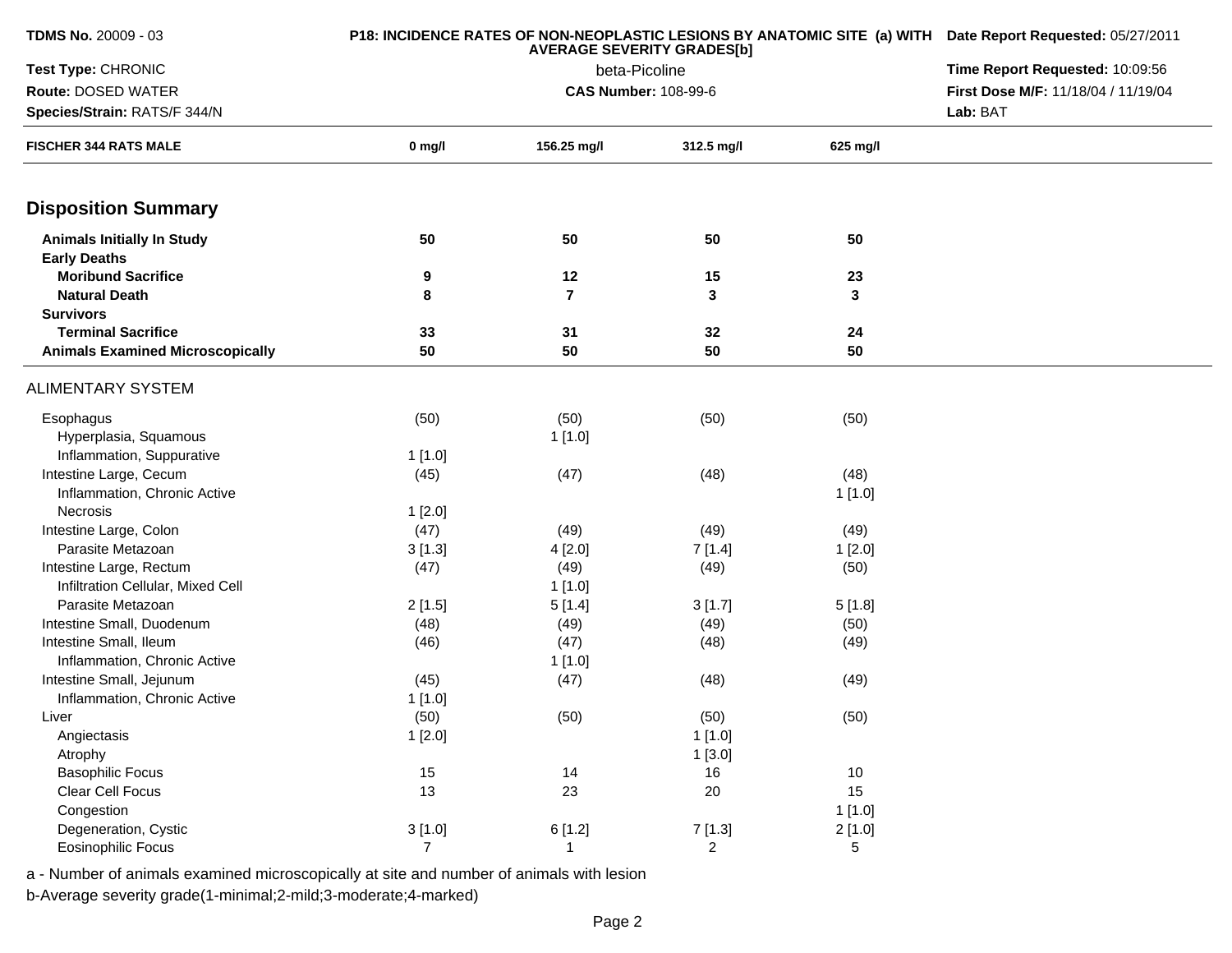**TDMS No.** 20009 - 03
**Test Type:** CHRONIC
**Route:** DOSED WATER
**Species/Strain:** RATS/F 344/N

**P18: INCIDENCE RATES OF NON-NEOPLASTIC LESIONS BY ANATOMIC SITE (a) WITH AVERAGE SEVERITY GRADES[b]**
beta-Picoline
**CAS Number:** 108-99-6

**Date Report Requested:** 05/27/2011
**Time Report Requested:** 10:09:56
**First Dose M/F:** 11/18/04 / 11/19/04
**Lab:** BAT

| FISCHER 344 RATS MALE | 0 mg/l | 156.25 mg/l | 312.5 mg/l | 625 mg/l |
|---|---|---|---|---|
| **Disposition Summary** | | | | |
| **Animals Initially In Study** | **50** | **50** | **50** | **50** |
| **Early Deaths** | | | | |
| **Moribund Sacrifice** | **9** | **12** | **15** | **23** |
| **Natural Death** | **8** | **7** | **3** | **3** |
| **Survivors** | | | | |
| **Terminal Sacrifice** | **33** | **31** | **32** | **24** |
| **Animals Examined Microscopically** | **50** | **50** | **50** | **50** |
| ALIMENTARY SYSTEM | | | | |
| Esophagus | (50) | (50) | (50) | (50) |
| Hyperplasia, Squamous | | 1 [1.0] | | |
| Inflammation, Suppurative | 1 [1.0] | | | |
| Intestine Large, Cecum | (45) | (47) | (48) | (48) |
| Inflammation, Chronic Active | | | | 1 [1.0] |
| Necrosis | 1 [2.0] | | | |
| Intestine Large, Colon | (47) | (49) | (49) | (49) |
| Parasite Metazoan | 3 [1.3] | 4 [2.0] | 7 [1.4] | 1 [2.0] |
| Intestine Large, Rectum | (47) | (49) | (49) | (50) |
| Infiltration Cellular, Mixed Cell | | 1 [1.0] | | |
| Parasite Metazoan | 2 [1.5] | 5 [1.4] | 3 [1.7] | 5 [1.8] |
| Intestine Small, Duodenum | (48) | (49) | (49) | (50) |
| Intestine Small, Ileum | (46) | (47) | (48) | (49) |
| Inflammation, Chronic Active | | 1 [1.0] | | |
| Intestine Small, Jejunum | (45) | (47) | (48) | (49) |
| Inflammation, Chronic Active | 1 [1.0] | | | |
| Liver | (50) | (50) | (50) | (50) |
| Angiectasis | 1 [2.0] | | 1 [1.0] | |
| Atrophy | | | 1 [3.0] | |
| Basophilic Focus | 15 | 14 | 16 | 10 |
| Clear Cell Focus | 13 | 23 | 20 | 15 |
| Congestion | | | | 1 [1.0] |
| Degeneration, Cystic | 3 [1.0] | 6 [1.2] | 7 [1.3] | 2 [1.0] |
| Eosinophilic Focus | 7 | 1 | 2 | 5 |

a - Number of animals examined microscopically at site and number of animals with lesion
b-Average severity grade(1-minimal;2-mild;3-moderate;4-marked)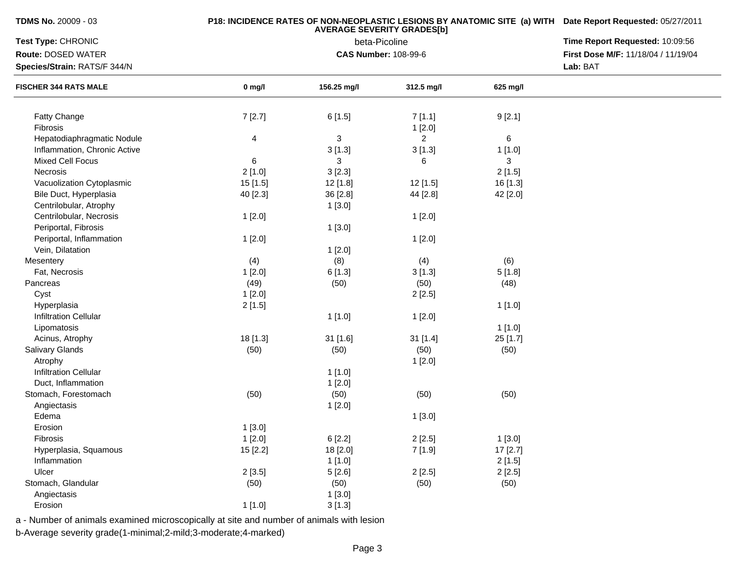**TDMS No.** 20009 - 03

**Test Type:** CHRONIC

**Route:** DOSED WATER

**Species/Strain:** RATS/F 344/N

**P18: INCIDENCE RATES OF NON-NEOPLASTIC LESIONS BY ANATOMIC SITE (a) WITH AVERAGE SEVERITY GRADES[b]**

beta-Picoline

**CAS Number:** 108-99-6

**Date Report Requested:** 05/27/2011

**Time Report Requested:** 10:09:56

**First Dose M/F:** 11/18/04 / 11/19/04

**Lab:** BAT

| FISCHER 344 RATS MALE | 0 mg/l | 156.25 mg/l | 312.5 mg/l | 625 mg/l |
|---|---|---|---|---|
| Fatty Change | 7 [2.7] | 6 [1.5] | 7 [1.1] | 9 [2.1] |
| Fibrosis | | | 1 [2.0] | |
| Hepatodiaphragmatic Nodule | 4 | 3 | 2 | 6 |
| Inflammation, Chronic Active | | 3 [1.3] | 3 [1.3] | 1 [1.0] |
| Mixed Cell Focus | 6 | 3 | 6 | 3 |
| Necrosis | 2 [1.0] | 3 [2.3] | | 2 [1.5] |
| Vacuolization Cytoplasmic | 15 [1.5] | 12 [1.8] | 12 [1.5] | 16 [1.3] |
| Bile Duct, Hyperplasia | 40 [2.3] | 36 [2.8] | 44 [2.8] | 42 [2.0] |
| Centrilobular, Atrophy | | 1 [3.0] | | |
| Centrilobular, Necrosis | 1 [2.0] | | 1 [2.0] | |
| Periportal, Fibrosis | | 1 [3.0] | | |
| Periportal, Inflammation | 1 [2.0] | | 1 [2.0] | |
| Vein, Dilatation | | 1 [2.0] | | |
| Mesentery | (4) | (8) | (4) | (6) |
| Fat, Necrosis | 1 [2.0] | 6 [1.3] | 3 [1.3] | 5 [1.8] |
| Pancreas | (49) | (50) | (50) | (48) |
| Cyst | 1 [2.0] | | 2 [2.5] | |
| Hyperplasia | 2 [1.5] | | | 1 [1.0] |
| Infiltration Cellular | | 1 [1.0] | 1 [2.0] | |
| Lipomatosis | | | | 1 [1.0] |
| Acinus, Atrophy | 18 [1.3] | 31 [1.6] | 31 [1.4] | 25 [1.7] |
| Salivary Glands | (50) | (50) | (50) | (50) |
| Atrophy | | | 1 [2.0] | |
| Infiltration Cellular | | 1 [1.0] | | |
| Duct, Inflammation | | 1 [2.0] | | |
| Stomach, Forestomach | (50) | (50) | (50) | (50) |
| Angiectasis | | 1 [2.0] | | |
| Edema | | | 1 [3.0] | |
| Erosion | 1 [3.0] | | | |
| Fibrosis | 1 [2.0] | 6 [2.2] | 2 [2.5] | 1 [3.0] |
| Hyperplasia, Squamous | 15 [2.2] | 18 [2.0] | 7 [1.9] | 17 [2.7] |
| Inflammation | | 1 [1.0] | | 2 [1.5] |
| Ulcer | 2 [3.5] | 5 [2.6] | 2 [2.5] | 2 [2.5] |
| Stomach, Glandular | (50) | (50) | (50) | (50) |
| Angiectasis | | 1 [3.0] | | |
| Erosion | 1 [1.0] | 3 [1.3] | | |

a - Number of animals examined microscopically at site and number of animals with lesion

b-Average severity grade(1-minimal;2-mild;3-moderate;4-marked)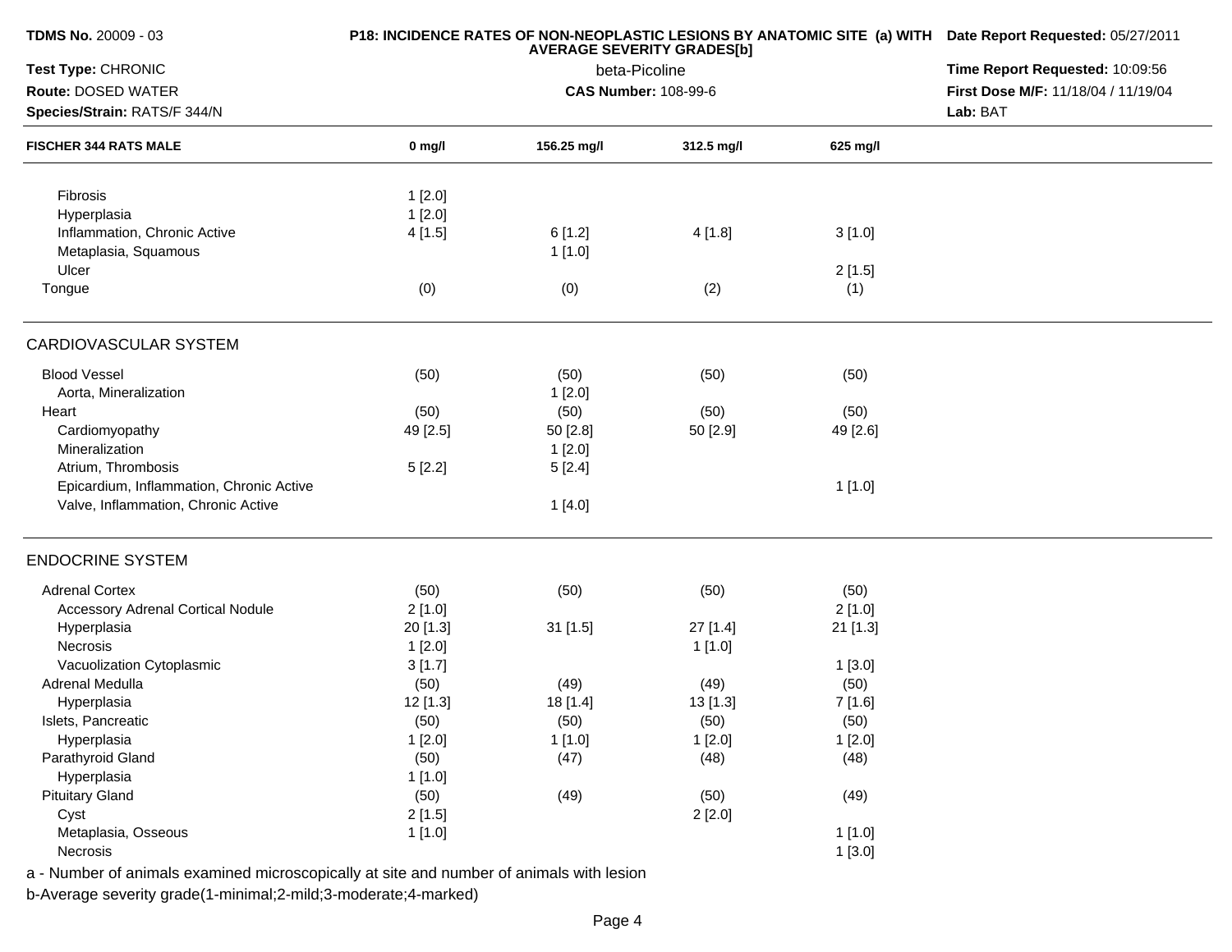**TDMS No.** 20009 - 03

**P18: INCIDENCE RATES OF NON-NEOPLASTIC LESIONS BY ANATOMIC SITE (a) WITH AVERAGE SEVERITY GRADES[b]**

beta-Picoline

**CAS Number:** 108-99-6

**Test Type:** CHRONIC

**Route:** DOSED WATER

**Species/Strain:** RATS/F 344/N

**Date Report Requested:** 05/27/2011

**Time Report Requested:** 10:09:56

**First Dose M/F:** 11/18/04 / 11/19/04

**Lab:** BAT

| FISCHER 344 RATS MALE | 0 mg/l | 156.25 mg/l | 312.5 mg/l | 625 mg/l |
|---|---|---|---|---|
| Fibrosis | 1 [2.0] | | | |
| Hyperplasia | 1 [2.0] | | | |
| Inflammation, Chronic Active | 4 [1.5] | 6 [1.2] | 4 [1.8] | 3 [1.0] |
| Metaplasia, Squamous | | 1 [1.0] | | |
| Ulcer | | | | 2 [1.5] |
| Tongue | (0) | (0) | (2) | (1) |
| **CARDIOVASCULAR SYSTEM** | | | | |
| Blood Vessel | (50) | (50) | (50) | (50) |
| Aorta, Mineralization | | 1 [2.0] | | |
| Heart | (50) | (50) | (50) | (50) |
| Cardiomyopathy | 49 [2.5] | 50 [2.8] | 50 [2.9] | 49 [2.6] |
| Mineralization | | 1 [2.0] | | |
| Atrium, Thrombosis | 5 [2.2] | 5 [2.4] | | |
| Epicardium, Inflammation, Chronic Active | | | | 1 [1.0] |
| Valve, Inflammation, Chronic Active | | 1 [4.0] | | |
| **ENDOCRINE SYSTEM** | | | | |
| Adrenal Cortex | (50) | (50) | (50) | (50) |
| Accessory Adrenal Cortical Nodule | 2 [1.0] | | | 2 [1.0] |
| Hyperplasia | 20 [1.3] | 31 [1.5] | 27 [1.4] | 21 [1.3] |
| Necrosis | 1 [2.0] | | 1 [1.0] | |
| Vacuolization Cytoplasmic | 3 [1.7] | | | 1 [3.0] |
| Adrenal Medulla | (50) | (49) | (49) | (50) |
| Hyperplasia | 12 [1.3] | 18 [1.4] | 13 [1.3] | 7 [1.6] |
| Islets, Pancreatic | (50) | (50) | (50) | (50) |
| Hyperplasia | 1 [2.0] | 1 [1.0] | 1 [2.0] | 1 [2.0] |
| Parathyroid Gland | (50) | (47) | (48) | (48) |
| Hyperplasia | 1 [1.0] | | | |
| Pituitary Gland | (50) | (49) | (50) | (49) |
| Cyst | 2 [1.5] | | 2 [2.0] | |
| Metaplasia, Osseous | 1 [1.0] | | | 1 [1.0] |
| Necrosis | | | | 1 [3.0] |

a - Number of animals examined microscopically at site and number of animals with lesion

b-Average severity grade(1-minimal;2-mild;3-moderate;4-marked)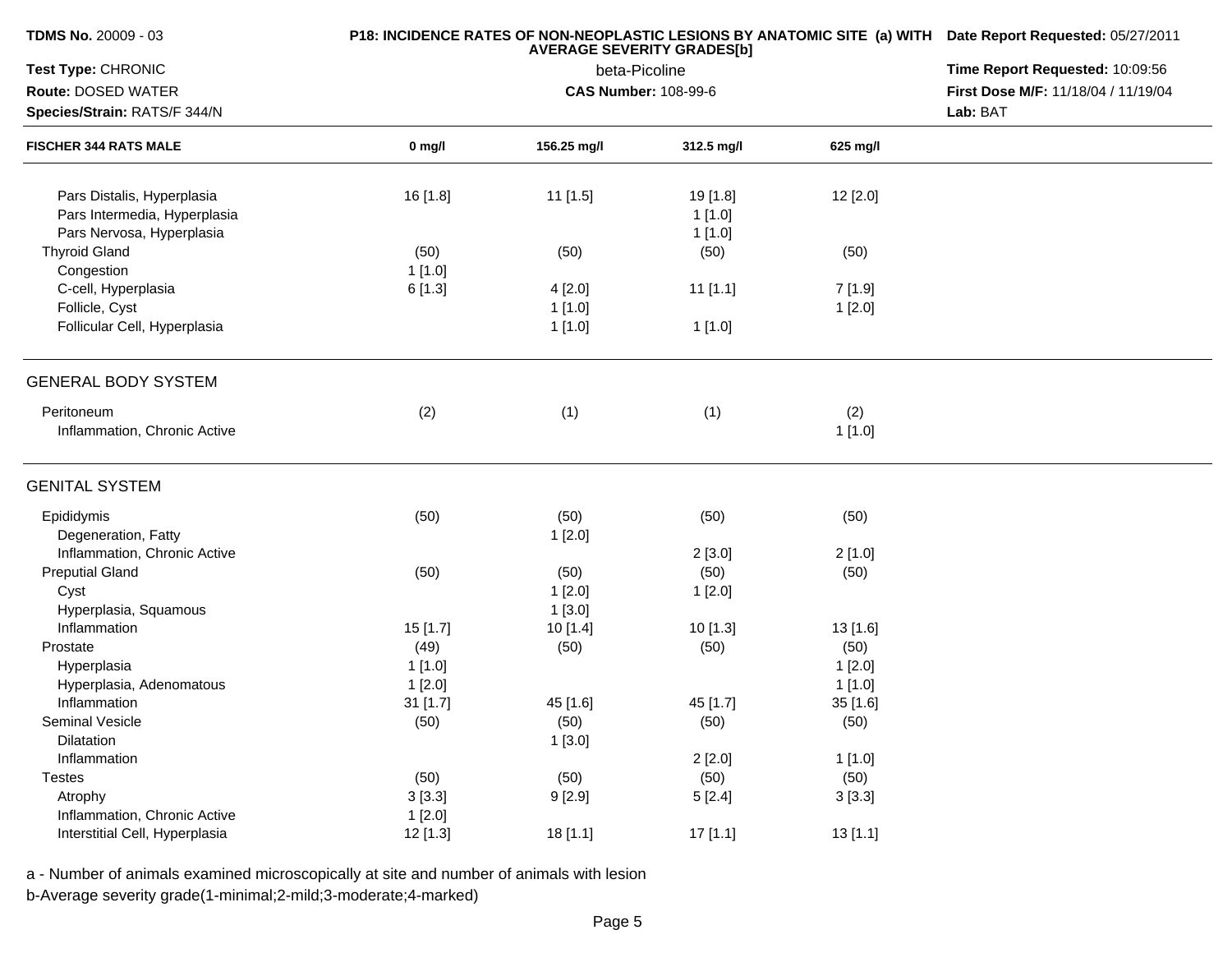| FISCHER 344 RATS MALE | 0 mg/l | 156.25 mg/l | 312.5 mg/l | 625 mg/l |
|---|---|---|---|---|
| Pars Distalis, Hyperplasia | 16 [1.8] | 11 [1.5] | 19 [1.8] | 12 [2.0] |
| Pars Intermedia, Hyperplasia | | | 1 [1.0] | |
| Pars Nervosa, Hyperplasia | | | 1 [1.0] | |
| Thyroid Gland | (50) | (50) | (50) | (50) |
| Congestion | 1 [1.0] | | | |
| C-cell, Hyperplasia | 6 [1.3] | 4 [2.0] | 11 [1.1] | 7 [1.9] |
| Follicle, Cyst | | 1 [1.0] | | 1 [2.0] |
| Follicular Cell, Hyperplasia | | 1 [1.0] | 1 [1.0] | |
| **GENERAL BODY SYSTEM** | | | | |
| Peritoneum | (2) | (1) | (1) | (2) |
| Inflammation, Chronic Active | | | | 1 [1.0] |
| **GENITAL SYSTEM** | | | | |
| Epididymis | (50) | (50) | (50) | (50) |
| Degeneration, Fatty | | 1 [2.0] | | |
| Inflammation, Chronic Active | | | 2 [3.0] | 2 [1.0] |
| Preputial Gland | (50) | (50) | (50) | (50) |
| Cyst | | 1 [2.0] | 1 [2.0] | |
| Hyperplasia, Squamous | | 1 [3.0] | | |
| Inflammation | 15 [1.7] | 10 [1.4] | 10 [1.3] | 13 [1.6] |
| Prostate | (49) | (50) | (50) | (50) |
| Hyperplasia | 1 [1.0] | | | 1 [2.0] |
| Hyperplasia, Adenomatous | 1 [2.0] | | | 1 [1.0] |
| Inflammation | 31 [1.7] | 45 [1.6] | 45 [1.7] | 35 [1.6] |
| Seminal Vesicle | (50) | (50) | (50) | (50) |
| Dilatation | | 1 [3.0] | | |
| Inflammation | | | 2 [2.0] | 1 [1.0] |
| Testes | (50) | (50) | (50) | (50) |
| Atrophy | 3 [3.3] | 9 [2.9] | 5 [2.4] | 3 [3.3] |
| Inflammation, Chronic Active | 1 [2.0] | | | |
| Interstitial Cell, Hyperplasia | 12 [1.3] | 18 [1.1] | 17 [1.1] | 13 [1.1] |

a - Number of animals examined microscopically at site and number of animals with lesion

b-Average severity grade(1-minimal;2-mild;3-moderate;4-marked)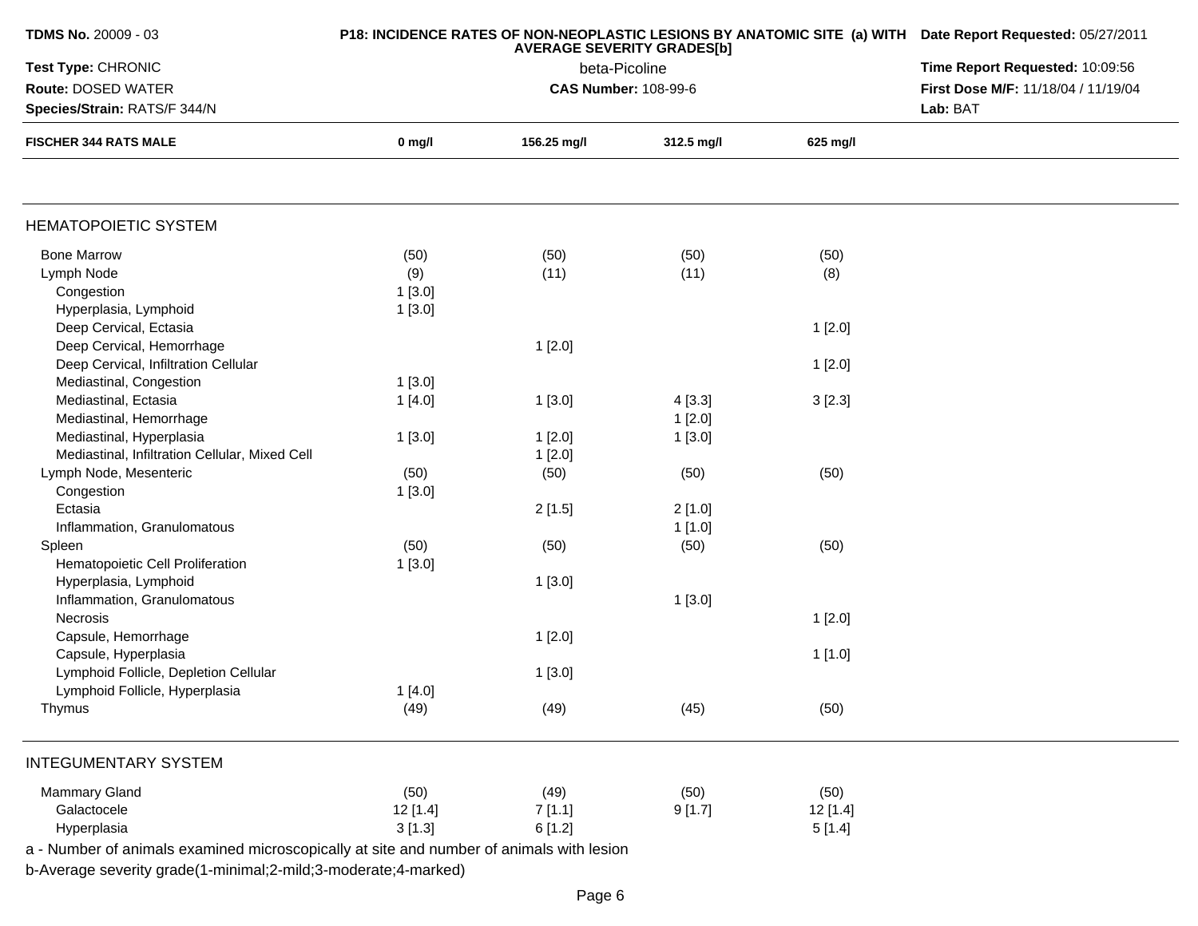**TDMS No.** 20009 - 03
**Test Type:** CHRONIC
**Route:** DOSED WATER
**Species/Strain:** RATS/F 344/N

**P18: INCIDENCE RATES OF NON-NEOPLASTIC LESIONS BY ANATOMIC SITE (a) WITH AVERAGE SEVERITY GRADES[b]**
beta-Picoline
**CAS Number:** 108-99-6

**Date Report Requested:** 05/27/2011
**Time Report Requested:** 10:09:56
**First Dose M/F:** 11/18/04 / 11/19/04
**Lab:** BAT

| FISCHER 344 RATS MALE | 0 mg/l | 156.25 mg/l | 312.5 mg/l | 625 mg/l |
|---|---|---|---|---|
| **HEMATOPOIETIC SYSTEM** | | | | |
| Bone Marrow | (50) | (50) | (50) | (50) |
| Lymph Node | (9) | (11) | (11) | (8) |
| Congestion | 1 [3.0] | | | |
| Hyperplasia, Lymphoid | 1 [3.0] | | | |
| Deep Cervical, Ectasia | | | | 1 [2.0] |
| Deep Cervical, Hemorrhage | | 1 [2.0] | | |
| Deep Cervical, Infiltration Cellular | | | | 1 [2.0] |
| Mediastinal, Congestion | 1 [3.0] | | | |
| Mediastinal, Ectasia | 1 [4.0] | 1 [3.0] | 4 [3.3] | 3 [2.3] |
| Mediastinal, Hemorrhage | | | 1 [2.0] | |
| Mediastinal, Hyperplasia | 1 [3.0] | 1 [2.0] | 1 [3.0] | |
| Mediastinal, Infiltration Cellular, Mixed Cell | | 1 [2.0] | | |
| Lymph Node, Mesenteric | (50) | (50) | (50) | (50) |
| Congestion | 1 [3.0] | | | |
| Ectasia | | 2 [1.5] | 2 [1.0] | |
| Inflammation, Granulomatous | | | 1 [1.0] | |
| Spleen | (50) | (50) | (50) | (50) |
| Hematopoietic Cell Proliferation | 1 [3.0] | | | |
| Hyperplasia, Lymphoid | | 1 [3.0] | | |
| Inflammation, Granulomatous | | | 1 [3.0] | |
| Necrosis | | | | 1 [2.0] |
| Capsule, Hemorrhage | | 1 [2.0] | | |
| Capsule, Hyperplasia | | | | 1 [1.0] |
| Lymphoid Follicle, Depletion Cellular | | 1 [3.0] | | |
| Lymphoid Follicle, Hyperplasia | 1 [4.0] | | | |
| Thymus | (49) | (49) | (45) | (50) |
| **INTEGUMENTARY SYSTEM** | | | | |
| Mammary Gland | (50) | (49) | (50) | (50) |
| Galactocele | 12 [1.4] | 7 [1.1] | 9 [1.7] | 12 [1.4] |
| Hyperplasia | 3 [1.3] | 6 [1.2] | | 5 [1.4] |

a - Number of animals examined microscopically at site and number of animals with lesion

b-Average severity grade(1-minimal;2-mild;3-moderate;4-marked)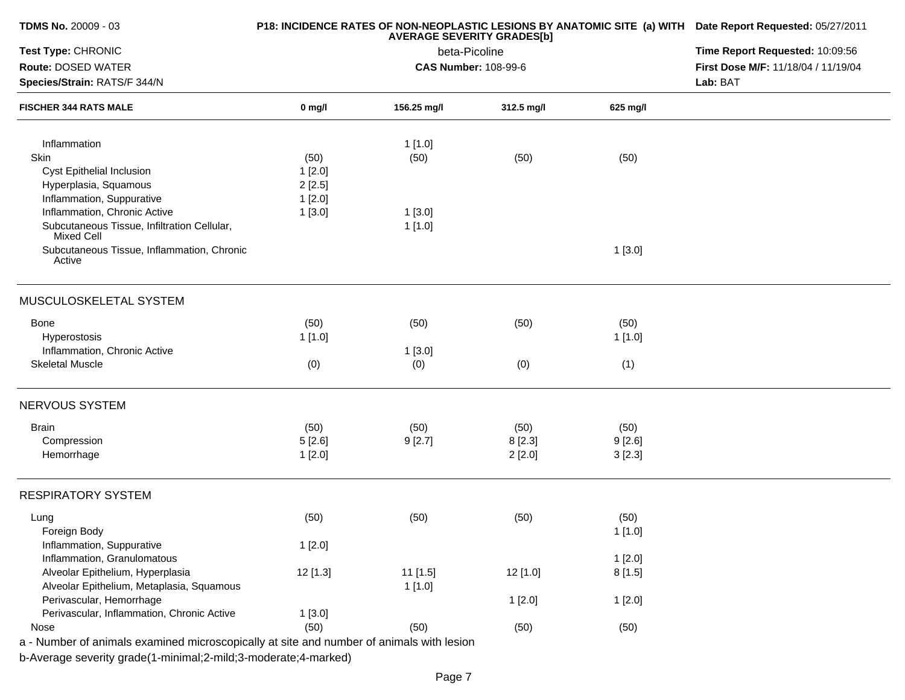**TDMS No.** 20009 - 03

**Test Type:** CHRONIC

**Route:** DOSED WATER

**Species/Strain:** RATS/F 344/N

**P18: INCIDENCE RATES OF NON-NEOPLASTIC LESIONS BY ANATOMIC SITE (a) WITH AVERAGE SEVERITY GRADES[b]**

beta-Picoline

**CAS Number:** 108-99-6

**Date Report Requested:** 05/27/2011

**Time Report Requested:** 10:09:56

**First Dose M/F:** 11/18/04 / 11/19/04

**Lab:** BAT

| FISCHER 344 RATS MALE | 0 mg/l | 156.25 mg/l | 312.5 mg/l | 625 mg/l |
|---|---|---|---|---|
| Inflammation | | 1 [1.0] | | |
| Skin | (50) | (50) | (50) | (50) |
| Cyst Epithelial Inclusion | 1 [2.0] | | | |
| Hyperplasia, Squamous | 2 [2.5] | | | |
| Inflammation, Suppurative | 1 [2.0] | | | |
| Inflammation, Chronic Active | 1 [3.0] | 1 [3.0] | | |
| Subcutaneous Tissue, Infiltration Cellular, Mixed Cell | | 1 [1.0] | | |
| Subcutaneous Tissue, Inflammation, Chronic Active | | | | 1 [3.0] |
| **MUSCULOSKELETAL SYSTEM** | | | | |
| Bone | (50) | (50) | (50) | (50) |
| Hyperostosis | 1 [1.0] | | | 1 [1.0] |
| Inflammation, Chronic Active | | 1 [3.0] | | |
| Skeletal Muscle | (0) | (0) | (0) | (1) |
| **NERVOUS SYSTEM** | | | | |
| Brain | (50) | (50) | (50) | (50) |
| Compression | 5 [2.6] | 9 [2.7] | 8 [2.3] | 9 [2.6] |
| Hemorrhage | 1 [2.0] | | 2 [2.0] | 3 [2.3] |
| **RESPIRATORY SYSTEM** | | | | |
| Lung | (50) | (50) | (50) | (50) |
| Foreign Body | | | | 1 [1.0] |
| Inflammation, Suppurative | 1 [2.0] | | | |
| Inflammation, Granulomatous | | | | 1 [2.0] |
| Alveolar Epithelium, Hyperplasia | 12 [1.3] | 11 [1.5] | 12 [1.0] | 8 [1.5] |
| Alveolar Epithelium, Metaplasia, Squamous | | 1 [1.0] | | |
| Perivascular, Hemorrhage | | | 1 [2.0] | 1 [2.0] |
| Perivascular, Inflammation, Chronic Active | 1 [3.0] | | | |
| Nose | (50) | (50) | (50) | (50) |

a - Number of animals examined microscopically at site and number of animals with lesion

b-Average severity grade(1-minimal;2-mild;3-moderate;4-marked)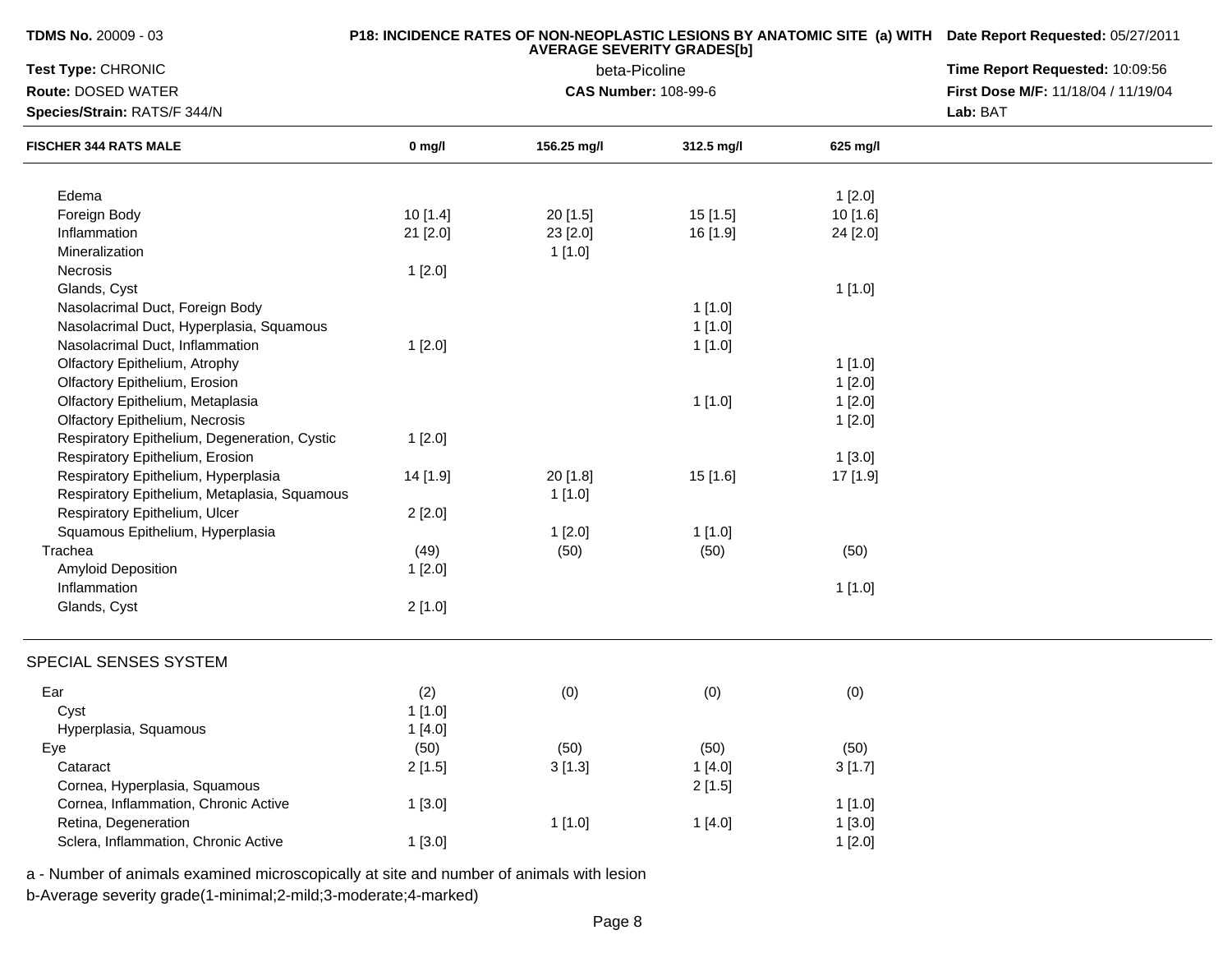**TDMS No.** 20009 - 03

**P18: INCIDENCE RATES OF NON-NEOPLASTIC LESIONS BY ANATOMIC SITE (a) WITH AVERAGE SEVERITY GRADES[b]**

**Date Report Requested:** 05/27/2011

**Test Type:** CHRONIC

beta-Picoline

**Time Report Requested:** 10:09:56

**Route:** DOSED WATER

**CAS Number:** 108-99-6

**First Dose M/F:** 11/18/04 / 11/19/04

**Species/Strain:** RATS/F 344/N

**Lab:** BAT

| FISCHER 344 RATS MALE | 0 mg/l | 156.25 mg/l | 312.5 mg/l | 625 mg/l |
|---|---|---|---|---|
| Edema | | | | 1 [2.0] |
| Foreign Body | 10 [1.4] | 20 [1.5] | 15 [1.5] | 10 [1.6] |
| Inflammation | 21 [2.0] | 23 [2.0] | 16 [1.9] | 24 [2.0] |
| Mineralization | | 1 [1.0] | | |
| Necrosis | 1 [2.0] | | | |
| Glands, Cyst | | | | 1 [1.0] |
| Nasolacrimal Duct, Foreign Body | | | 1 [1.0] | |
| Nasolacrimal Duct, Hyperplasia, Squamous | | | 1 [1.0] | |
| Nasolacrimal Duct, Inflammation | 1 [2.0] | | 1 [1.0] | |
| Olfactory Epithelium, Atrophy | | | | 1 [1.0] |
| Olfactory Epithelium, Erosion | | | | 1 [2.0] |
| Olfactory Epithelium, Metaplasia | | | 1 [1.0] | 1 [2.0] |
| Olfactory Epithelium, Necrosis | | | | 1 [2.0] |
| Respiratory Epithelium, Degeneration, Cystic | 1 [2.0] | | | |
| Respiratory Epithelium, Erosion | | | | 1 [3.0] |
| Respiratory Epithelium, Hyperplasia | 14 [1.9] | 20 [1.8] | 15 [1.6] | 17 [1.9] |
| Respiratory Epithelium, Metaplasia, Squamous | | 1 [1.0] | | |
| Respiratory Epithelium, Ulcer | 2 [2.0] | | | |
| Squamous Epithelium, Hyperplasia | | 1 [2.0] | 1 [1.0] | |
| Trachea | (49) | (50) | (50) | (50) |
| Amyloid Deposition | 1 [2.0] | | | |
| Inflammation | | | | 1 [1.0] |
| Glands, Cyst | 2 [1.0] | | | |

SPECIAL SENSES SYSTEM

| | | | | |
|---|---|---|---|---|
| Ear | (2) | (0) | (0) | (0) |
| Cyst | 1 [1.0] | | | |
| Hyperplasia, Squamous | 1 [4.0] | | | |
| Eye | (50) | (50) | (50) | (50) |
| Cataract | 2 [1.5] | 3 [1.3] | 1 [4.0] | 3 [1.7] |
| Cornea, Hyperplasia, Squamous | | | 2 [1.5] | |
| Cornea, Inflammation, Chronic Active | 1 [3.0] | | | 1 [1.0] |
| Retina, Degeneration | | 1 [1.0] | 1 [4.0] | 1 [3.0] |
| Sclera, Inflammation, Chronic Active | 1 [3.0] | | | 1 [2.0] |

a - Number of animals examined microscopically at site and number of animals with lesion

b-Average severity grade(1-minimal;2-mild;3-moderate;4-marked)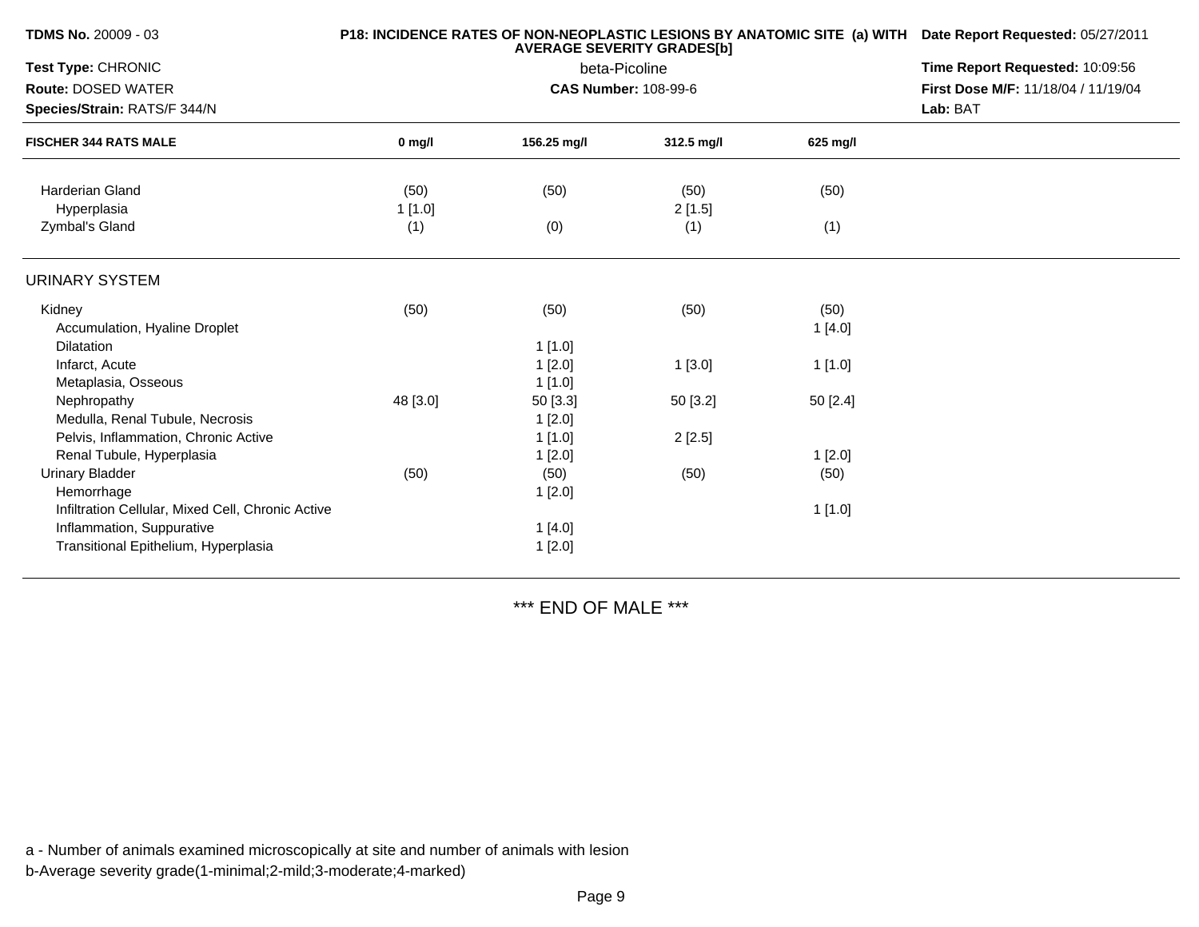**TDMS No.** 20009 - 03
**Test Type:** CHRONIC
**Route:** DOSED WATER
**Species/Strain:** RATS/F 344/N

**P18: INCIDENCE RATES OF NON-NEOPLASTIC LESIONS BY ANATOMIC SITE (a) WITH AVERAGE SEVERITY GRADES[b]**
beta-Picoline
**CAS Number:** 108-99-6

**Date Report Requested:** 05/27/2011
**Time Report Requested:** 10:09:56
**First Dose M/F:** 11/18/04 / 11/19/04
**Lab:** BAT

| FISCHER 344 RATS MALE | 0 mg/l | 156.25 mg/l | 312.5 mg/l | 625 mg/l |
|---|---|---|---|---|
| Harderian Gland | (50) | (50) | (50) | (50) |
| Hyperplasia | 1 [1.0] | | 2 [1.5] | |
| Zymbal's Gland | (1) | (0) | (1) | (1) |
| **URINARY SYSTEM** | | | | |
| Kidney | (50) | (50) | (50) | (50) |
| Accumulation, Hyaline Droplet | | | | 1 [4.0] |
| Dilatation | | 1 [1.0] | | |
| Infarct, Acute | | 1 [2.0] | 1 [3.0] | 1 [1.0] |
| Metaplasia, Osseous | | 1 [1.0] | | |
| Nephropathy | 48 [3.0] | 50 [3.3] | 50 [3.2] | 50 [2.4] |
| Medulla, Renal Tubule, Necrosis | | 1 [2.0] | | |
| Pelvis, Inflammation, Chronic Active | | 1 [1.0] | 2 [2.5] | |
| Renal Tubule, Hyperplasia | | 1 [2.0] | | 1 [2.0] |
| Urinary Bladder | (50) | (50) | (50) | (50) |
| Hemorrhage | | 1 [2.0] | | |
| Infiltration Cellular, Mixed Cell, Chronic Active | | | | 1 [1.0] |
| Inflammation, Suppurative | | 1 [4.0] | | |
| Transitional Epithelium, Hyperplasia | | 1 [2.0] | | |

*** END OF MALE ***

a - Number of animals examined microscopically at site and number of animals with lesion
b-Average severity grade(1-minimal;2-mild;3-moderate;4-marked)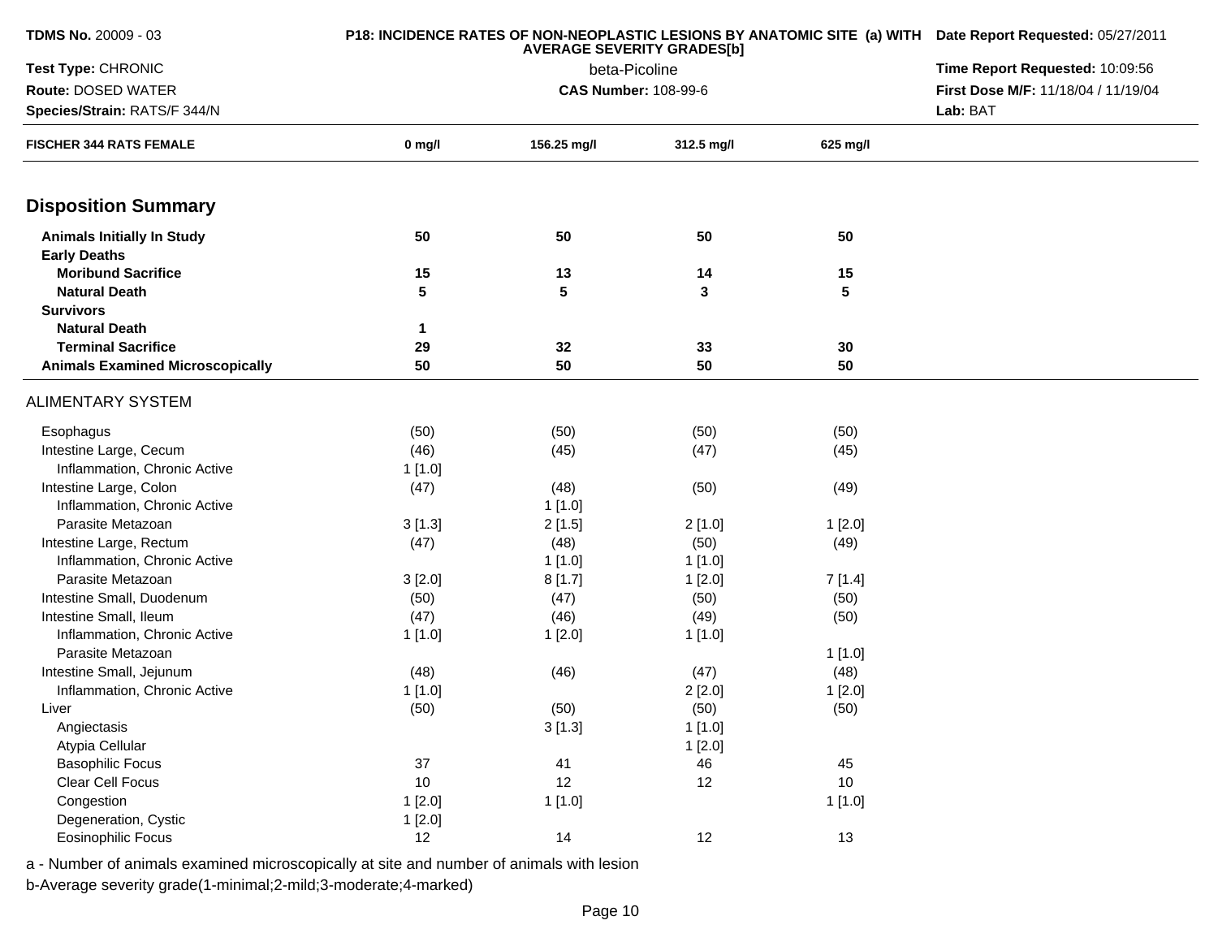**TDMS No.** 20009 - 03

**Test Type:** CHRONIC

**Route:** DOSED WATER

**Species/Strain:** RATS/F 344/N

**P18: INCIDENCE RATES OF NON-NEOPLASTIC LESIONS BY ANATOMIC SITE (a) WITH AVERAGE SEVERITY GRADES[b]**

beta-Picoline

**CAS Number:** 108-99-6

**Date Report Requested:** 05/27/2011

**Time Report Requested:** 10:09:56

**First Dose M/F:** 11/18/04 / 11/19/04

**Lab:** BAT

| FISCHER 344 RATS FEMALE | 0 mg/l | 156.25 mg/l | 312.5 mg/l | 625 mg/l |
|---|---|---|---|---|
| **Disposition Summary** | | | | |
| **Animals Initially In Study** | **50** | **50** | **50** | **50** |
| **Early Deaths** | | | | |
| **Moribund Sacrifice** | **15** | **13** | **14** | **15** |
| **Natural Death** | **5** | **5** | **3** | **5** |
| **Survivors** | | | | |
| **Natural Death** | **1** | | | |
| **Terminal Sacrifice** | **29** | **32** | **33** | **30** |
| **Animals Examined Microscopically** | **50** | **50** | **50** | **50** |
| ALIMENTARY SYSTEM | | | | |
| Esophagus | (50) | (50) | (50) | (50) |
| Intestine Large, Cecum | (46) | (45) | (47) | (45) |
| Inflammation, Chronic Active | 1 [1.0] | | | |
| Intestine Large, Colon | (47) | (48) | (50) | (49) |
| Inflammation, Chronic Active | | 1 [1.0] | | |
| Parasite Metazoan | 3 [1.3] | 2 [1.5] | 2 [1.0] | 1 [2.0] |
| Intestine Large, Rectum | (47) | (48) | (50) | (49) |
| Inflammation, Chronic Active | | 1 [1.0] | 1 [1.0] | |
| Parasite Metazoan | 3 [2.0] | 8 [1.7] | 1 [2.0] | 7 [1.4] |
| Intestine Small, Duodenum | (50) | (47) | (50) | (50) |
| Intestine Small, Ileum | (47) | (46) | (49) | (50) |
| Inflammation, Chronic Active | 1 [1.0] | 1 [2.0] | 1 [1.0] | |
| Parasite Metazoan | | | | 1 [1.0] |
| Intestine Small, Jejunum | (48) | (46) | (47) | (48) |
| Inflammation, Chronic Active | 1 [1.0] | | 2 [2.0] | 1 [2.0] |
| Liver | (50) | (50) | (50) | (50) |
| Angiectasis | | 3 [1.3] | 1 [1.0] | |
| Atypia Cellular | | | 1 [2.0] | |
| Basophilic Focus | 37 | 41 | 46 | 45 |
| Clear Cell Focus | 10 | 12 | 12 | 10 |
| Congestion | 1 [2.0] | 1 [1.0] | | 1 [1.0] |
| Degeneration, Cystic | 1 [2.0] | | | |
| Eosinophilic Focus | 12 | 14 | 12 | 13 |

a - Number of animals examined microscopically at site and number of animals with lesion

b-Average severity grade(1-minimal;2-mild;3-moderate;4-marked)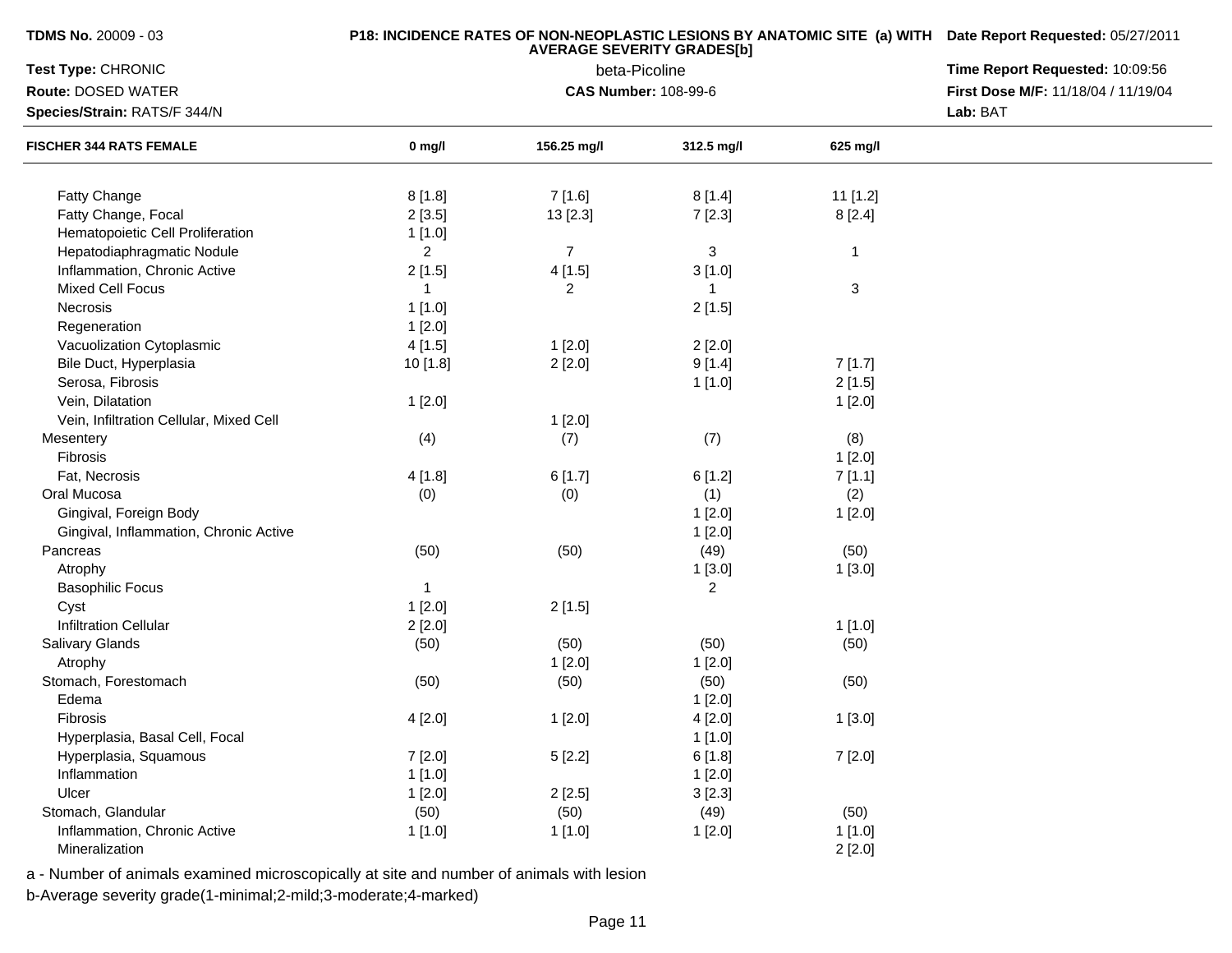**TDMS No.** 20009 - 03
**Test Type:** CHRONIC
**Route:** DOSED WATER
**Species/Strain:** RATS/F 344/N

**P18: INCIDENCE RATES OF NON-NEOPLASTIC LESIONS BY ANATOMIC SITE (a) WITH AVERAGE SEVERITY GRADES[b]**

beta-Picoline
**CAS Number:** 108-99-6

**Date Report Requested:** 05/27/2011
**Time Report Requested:** 10:09:56
**First Dose M/F:** 11/18/04 / 11/19/04
**Lab:** BAT

| FISCHER 344 RATS FEMALE | 0 mg/l | 156.25 mg/l | 312.5 mg/l | 625 mg/l |
|---|---|---|---|---|
| Fatty Change | 8 [1.8] | 7 [1.6] | 8 [1.4] | 11 [1.2] |
| Fatty Change, Focal | 2 [3.5] | 13 [2.3] | 7 [2.3] | 8 [2.4] |
| Hematopoietic Cell Proliferation | 1 [1.0] | | | |
| Hepatodiaphragmatic Nodule | 2 | 7 | 3 | 1 |
| Inflammation, Chronic Active | 2 [1.5] | 4 [1.5] | 3 [1.0] | |
| Mixed Cell Focus | 1 | 2 | 1 | 3 |
| Necrosis | 1 [1.0] | | 2 [1.5] | |
| Regeneration | 1 [2.0] | | | |
| Vacuolization Cytoplasmic | 4 [1.5] | 1 [2.0] | 2 [2.0] | |
| Bile Duct, Hyperplasia | 10 [1.8] | 2 [2.0] | 9 [1.4] | 7 [1.7] |
| Serosa, Fibrosis | | | 1 [1.0] | 2 [1.5] |
| Vein, Dilatation | 1 [2.0] | | | 1 [2.0] |
| Vein, Infiltration Cellular, Mixed Cell | | 1 [2.0] | | |
| Mesentery | (4) | (7) | (7) | (8) |
| Fibrosis | | | | 1 [2.0] |
| Fat, Necrosis | 4 [1.8] | 6 [1.7] | 6 [1.2] | 7 [1.1] |
| Oral Mucosa | (0) | (0) | (1) | (2) |
| Gingival, Foreign Body | | | 1 [2.0] | 1 [2.0] |
| Gingival, Inflammation, Chronic Active | | | 1 [2.0] | |
| Pancreas | (50) | (50) | (49) | (50) |
| Atrophy | | | 1 [3.0] | 1 [3.0] |
| Basophilic Focus | 1 | | 2 | |
| Cyst | 1 [2.0] | 2 [1.5] | | |
| Infiltration Cellular | 2 [2.0] | | | 1 [1.0] |
| Salivary Glands | (50) | (50) | (50) | (50) |
| Atrophy | | 1 [2.0] | 1 [2.0] | |
| Stomach, Forestomach | (50) | (50) | (50) | (50) |
| Edema | | | 1 [2.0] | |
| Fibrosis | 4 [2.0] | 1 [2.0] | 4 [2.0] | 1 [3.0] |
| Hyperplasia, Basal Cell, Focal | | | 1 [1.0] | |
| Hyperplasia, Squamous | 7 [2.0] | 5 [2.2] | 6 [1.8] | 7 [2.0] |
| Inflammation | 1 [1.0] | | 1 [2.0] | |
| Ulcer | 1 [2.0] | 2 [2.5] | 3 [2.3] | |
| Stomach, Glandular | (50) | (50) | (49) | (50) |
| Inflammation, Chronic Active | 1 [1.0] | 1 [1.0] | 1 [2.0] | 1 [1.0] |
| Mineralization | | | | 2 [2.0] |

a - Number of animals examined microscopically at site and number of animals with lesion
b-Average severity grade(1-minimal;2-mild;3-moderate;4-marked)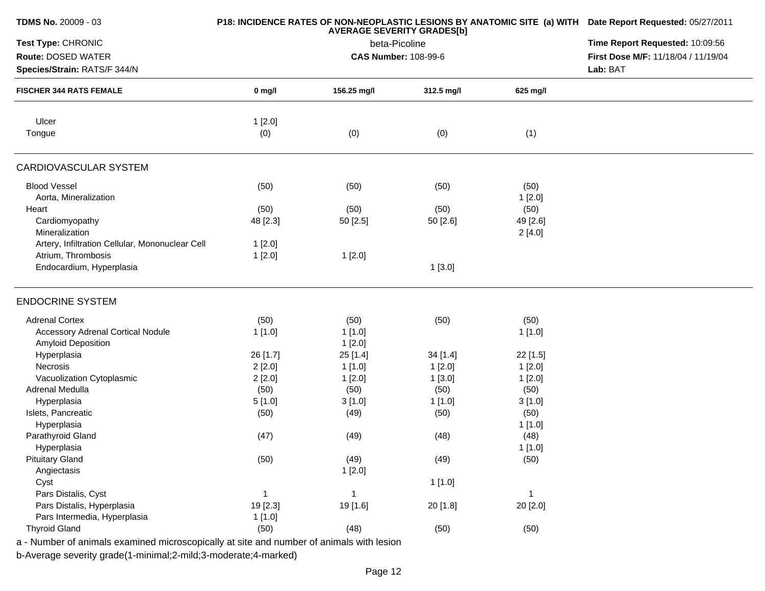| FISCHER 344 RATS FEMALE | 0 mg/l | 156.25 mg/l | 312.5 mg/l | 625 mg/l |
|---|---|---|---|---|
| Ulcer | 1 [2.0] | | | |
| Tongue | (0) | (0) | (0) | (1) |
| **CARDIOVASCULAR SYSTEM** | | | | |
| Blood Vessel | (50) | (50) | (50) | (50) |
| Aorta, Mineralization | | | | 1 [2.0] |
| Heart | (50) | (50) | (50) | (50) |
| Cardiomyopathy | 48 [2.3] | 50 [2.5] | 50 [2.6] | 49 [2.6] |
| Mineralization | | | | 2 [4.0] |
| Artery, Infiltration Cellular, Mononuclear Cell | 1 [2.0] | | | |
| Atrium, Thrombosis | 1 [2.0] | 1 [2.0] | | |
| Endocardium, Hyperplasia | | | 1 [3.0] | |
| **ENDOCRINE SYSTEM** | | | | |
| Adrenal Cortex | (50) | (50) | (50) | (50) |
| Accessory Adrenal Cortical Nodule | 1 [1.0] | 1 [1.0] | | 1 [1.0] |
| Amyloid Deposition | | 1 [2.0] | | |
| Hyperplasia | 26 [1.7] | 25 [1.4] | 34 [1.4] | 22 [1.5] |
| Necrosis | 2 [2.0] | 1 [1.0] | 1 [2.0] | 1 [2.0] |
| Vacuolization Cytoplasmic | 2 [2.0] | 1 [2.0] | 1 [3.0] | 1 [2.0] |
| Adrenal Medulla | (50) | (50) | (50) | (50) |
| Hyperplasia | 5 [1.0] | 3 [1.0] | 1 [1.0] | 3 [1.0] |
| Islets, Pancreatic | (50) | (49) | (50) | (50) |
| Hyperplasia | | | | 1 [1.0] |
| Parathyroid Gland | (47) | (49) | (48) | (48) |
| Hyperplasia | | | | 1 [1.0] |
| Pituitary Gland | (50) | (49) | (49) | (50) |
| Angiectasis | | 1 [2.0] | | |
| Cyst | | | 1 [1.0] | |
| Pars Distalis, Cyst | 1 | 1 | | 1 |
| Pars Distalis, Hyperplasia | 19 [2.3] | 19 [1.6] | 20 [1.8] | 20 [2.0] |
| Pars Intermedia, Hyperplasia | 1 [1.0] | | | |
| Thyroid Gland | (50) | (48) | (50) | (50) |

a - Number of animals examined microscopically at site and number of animals with lesion

b-Average severity grade(1-minimal;2-mild;3-moderate;4-marked)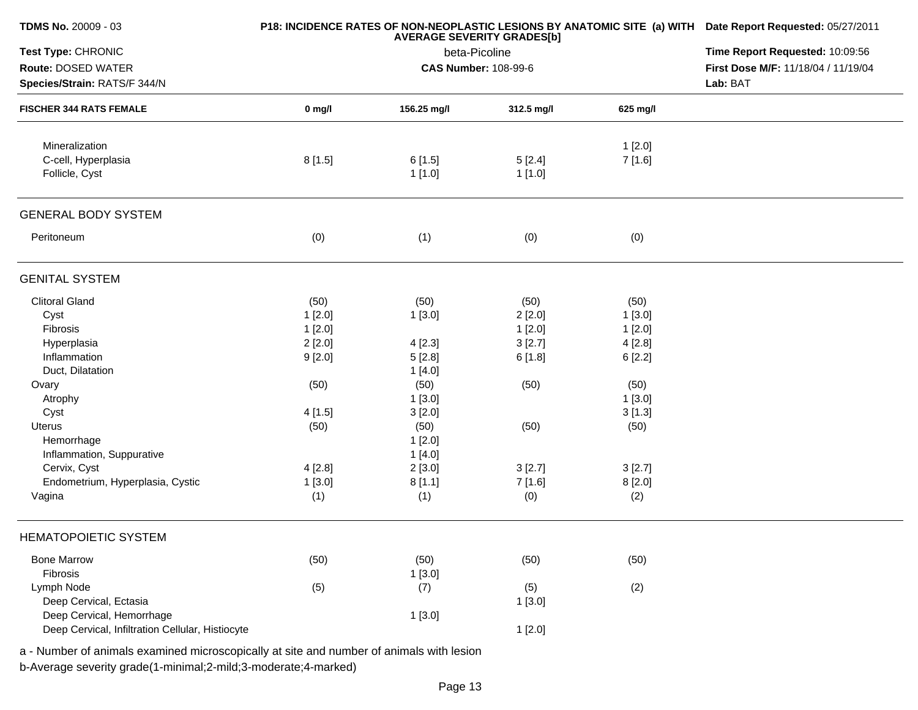| FISCHER 344 RATS FEMALE | 0 mg/l | 156.25 mg/l | 312.5 mg/l | 625 mg/l |
|---|---|---|---|---|
| Mineralization | | | | 1 [2.0] |
| C-cell, Hyperplasia | 8 [1.5] | 6 [1.5] | 5 [2.4] | 7 [1.6] |
| Follicle, Cyst | | 1 [1.0] | 1 [1.0] | |
| **GENERAL BODY SYSTEM** | | | | |
| Peritoneum | (0) | (1) | (0) | (0) |
| **GENITAL SYSTEM** | | | | |
| Clitoral Gland | (50) | (50) | (50) | (50) |
| Cyst | 1 [2.0] | 1 [3.0] | 2 [2.0] | 1 [3.0] |
| Fibrosis | 1 [2.0] | | 1 [2.0] | 1 [2.0] |
| Hyperplasia | 2 [2.0] | 4 [2.3] | 3 [2.7] | 4 [2.8] |
| Inflammation | 9 [2.0] | 5 [2.8] | 6 [1.8] | 6 [2.2] |
| Duct, Dilatation | | 1 [4.0] | | |
| Ovary | (50) | (50) | (50) | (50) |
| Atrophy | | 1 [3.0] | | 1 [3.0] |
| Cyst | 4 [1.5] | 3 [2.0] | | 3 [1.3] |
| Uterus | (50) | (50) | (50) | (50) |
| Hemorrhage | | 1 [2.0] | | |
| Inflammation, Suppurative | | 1 [4.0] | | |
| Cervix, Cyst | 4 [2.8] | 2 [3.0] | 3 [2.7] | 3 [2.7] |
| Endometrium, Hyperplasia, Cystic | 1 [3.0] | 8 [1.1] | 7 [1.6] | 8 [2.0] |
| Vagina | (1) | (1) | (0) | (2) |
| **HEMATOPOIETIC SYSTEM** | | | | |
| Bone Marrow | (50) | (50) | (50) | (50) |
| Fibrosis | | 1 [3.0] | | |
| Lymph Node | (5) | (7) | (5) | (2) |
| Deep Cervical, Ectasia | | | 1 [3.0] | |
| Deep Cervical, Hemorrhage | | 1 [3.0] | | |
| Deep Cervical, Infiltration Cellular, Histiocyte | | | 1 [2.0] | |

a - Number of animals examined microscopically at site and number of animals with lesion
b-Average severity grade(1-minimal;2-mild;3-moderate;4-marked)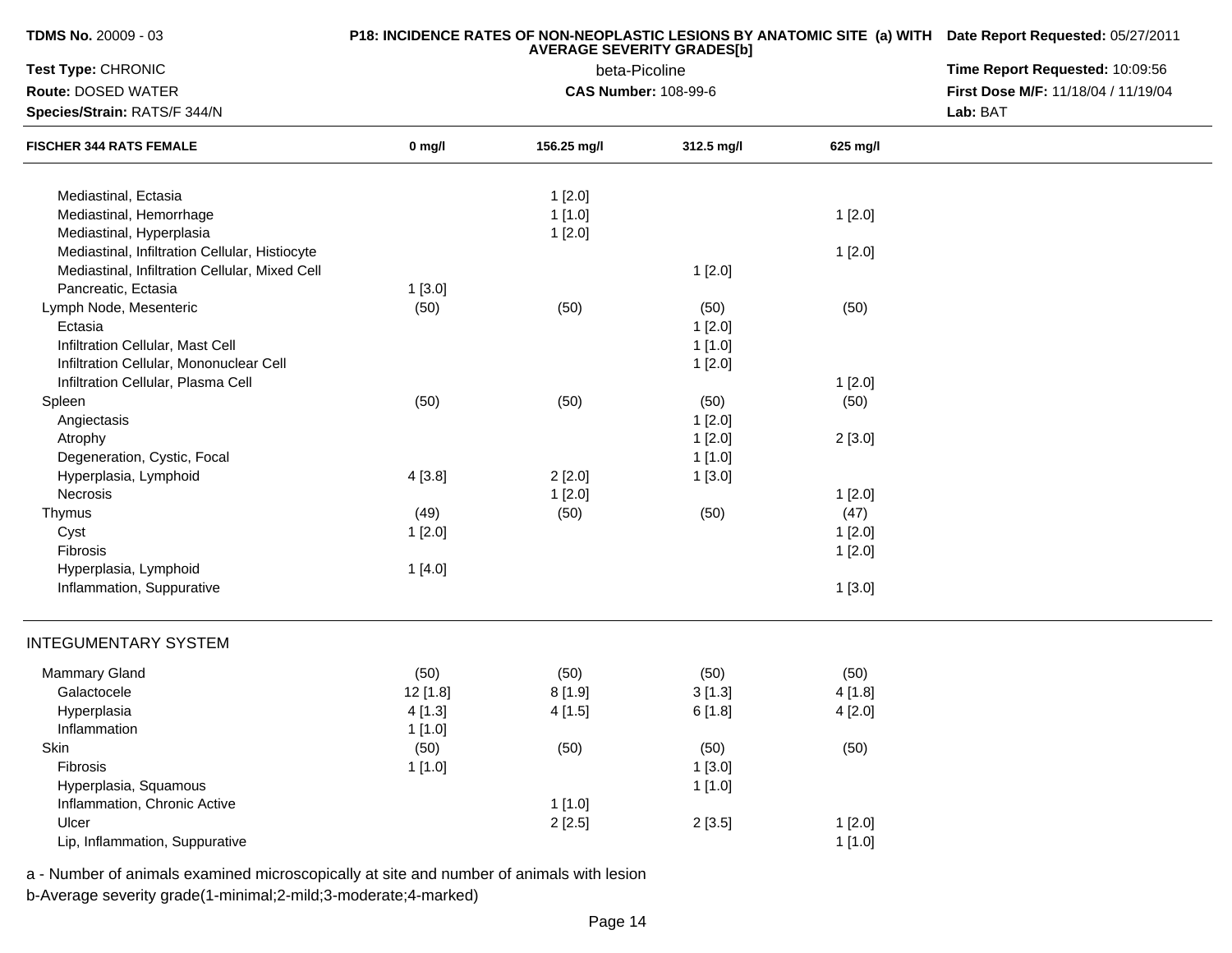**TDMS No.** 20009 - 03
**Test Type:** CHRONIC
**Route:** DOSED WATER
**Species/Strain:** RATS/F 344/N

**P18: INCIDENCE RATES OF NON-NEOPLASTIC LESIONS BY ANATOMIC SITE (a) WITH AVERAGE SEVERITY GRADES[b]**
beta-Picoline
**CAS Number:** 108-99-6

**Date Report Requested:** 05/27/2011
**Time Report Requested:** 10:09:56
**First Dose M/F:** 11/18/04 / 11/19/04
**Lab:** BAT

| FISCHER 344 RATS FEMALE | 0 mg/l | 156.25 mg/l | 312.5 mg/l | 625 mg/l |
|---|---|---|---|---|
| Mediastinal, Ectasia | | 1 [2.0] | | |
| Mediastinal, Hemorrhage | | 1 [1.0] | | 1 [2.0] |
| Mediastinal, Hyperplasia | | 1 [2.0] | | |
| Mediastinal, Infiltration Cellular, Histiocyte | | | | 1 [2.0] |
| Mediastinal, Infiltration Cellular, Mixed Cell | | | 1 [2.0] | |
| Pancreatic, Ectasia | 1 [3.0] | | | |
| Lymph Node, Mesenteric | (50) | (50) | (50) | (50) |
| Ectasia | | | 1 [2.0] | |
| Infiltration Cellular, Mast Cell | | | 1 [1.0] | |
| Infiltration Cellular, Mononuclear Cell | | | 1 [2.0] | |
| Infiltration Cellular, Plasma Cell | | | | 1 [2.0] |
| Spleen | (50) | (50) | (50) | (50) |
| Angiectasis | | | 1 [2.0] | |
| Atrophy | | | 1 [2.0] | 2 [3.0] |
| Degeneration, Cystic, Focal | | | 1 [1.0] | |
| Hyperplasia, Lymphoid | 4 [3.8] | 2 [2.0] | 1 [3.0] | |
| Necrosis | | 1 [2.0] | | 1 [2.0] |
| Thymus | (49) | (50) | (50) | (47) |
| Cyst | 1 [2.0] | | | 1 [2.0] |
| Fibrosis | | | | 1 [2.0] |
| Hyperplasia, Lymphoid | 1 [4.0] | | | |
| Inflammation, Suppurative | | | | 1 [3.0] |

INTEGUMENTARY SYSTEM

| FISCHER 344 RATS FEMALE | 0 mg/l | 156.25 mg/l | 312.5 mg/l | 625 mg/l |
|---|---|---|---|---|
| Mammary Gland | (50) | (50) | (50) | (50) |
| Galactocele | 12 [1.8] | 8 [1.9] | 3 [1.3] | 4 [1.8] |
| Hyperplasia | 4 [1.3] | 4 [1.5] | 6 [1.8] | 4 [2.0] |
| Inflammation | 1 [1.0] | | | |
| Skin | (50) | (50) | (50) | (50) |
| Fibrosis | 1 [1.0] | | 1 [3.0] | |
| Hyperplasia, Squamous | | | 1 [1.0] | |
| Inflammation, Chronic Active | | 1 [1.0] | | |
| Ulcer | | 2 [2.5] | 2 [3.5] | 1 [2.0] |
| Lip, Inflammation, Suppurative | | | | 1 [1.0] |

a - Number of animals examined microscopically at site and number of animals with lesion
b-Average severity grade(1-minimal;2-mild;3-moderate;4-marked)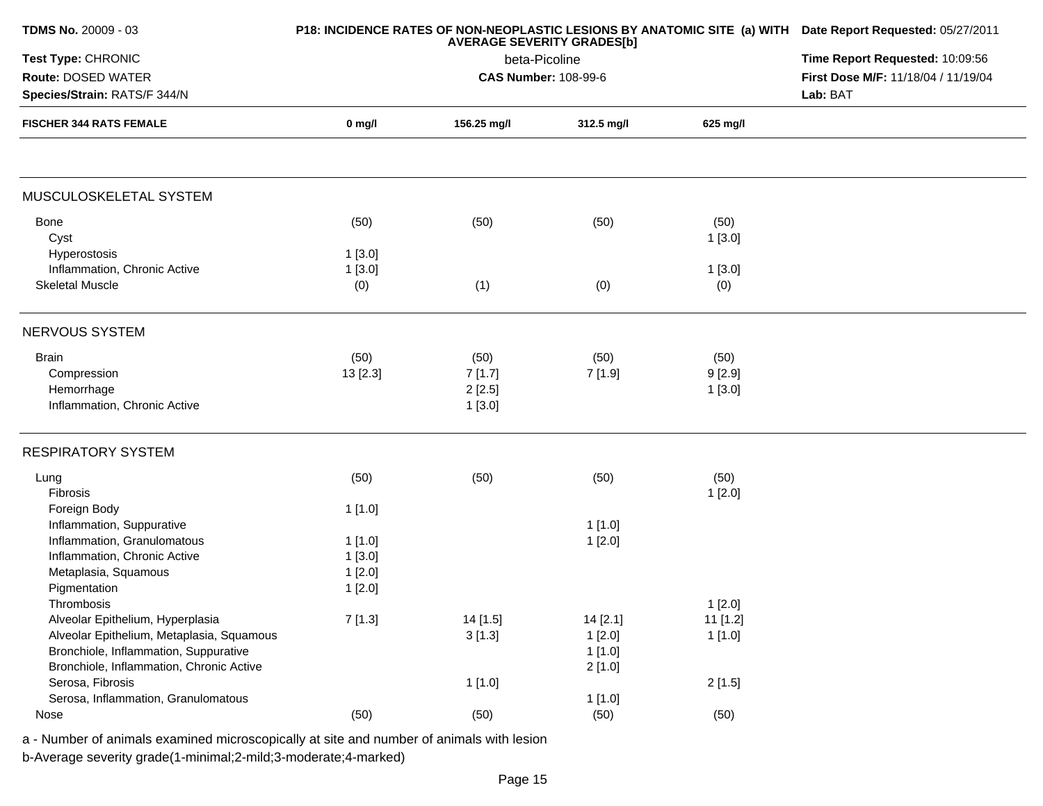**TDMS No.** 20009 - 03
**Test Type:** CHRONIC
**Route:** DOSED WATER
**Species/Strain:** RATS/F 344/N

**P18: INCIDENCE RATES OF NON-NEOPLASTIC LESIONS BY ANATOMIC SITE (a) WITH AVERAGE SEVERITY GRADES[b]**
beta-Picoline
**CAS Number:** 108-99-6

**Date Report Requested:** 05/27/2011
**Time Report Requested:** 10:09:56
**First Dose M/F:** 11/18/04 / 11/19/04
**Lab:** BAT

| FISCHER 344 RATS FEMALE | 0 mg/l | 156.25 mg/l | 312.5 mg/l | 625 mg/l |
|---|---|---|---|---|
| **MUSCULOSKELETAL SYSTEM** | | | | |
| Bone | (50) | (50) | (50) | (50) |
| Cyst | | | | 1 [3.0] |
| Hyperostosis | 1 [3.0] | | | |
| Inflammation, Chronic Active | 1 [3.0] | | | 1 [3.0] |
| Skeletal Muscle | (0) | (1) | (0) | (0) |
| **NERVOUS SYSTEM** | | | | |
| Brain | (50) | (50) | (50) | (50) |
| Compression | 13 [2.3] | 7 [1.7] | 7 [1.9] | 9 [2.9] |
| Hemorrhage | | 2 [2.5] | | 1 [3.0] |
| Inflammation, Chronic Active | | 1 [3.0] | | |
| **RESPIRATORY SYSTEM** | | | | |
| Lung | (50) | (50) | (50) | (50) |
| Fibrosis | | | | 1 [2.0] |
| Foreign Body | 1 [1.0] | | | |
| Inflammation, Suppurative | | | 1 [1.0] | |
| Inflammation, Granulomatous | 1 [1.0] | | 1 [2.0] | |
| Inflammation, Chronic Active | 1 [3.0] | | | |
| Metaplasia, Squamous | 1 [2.0] | | | |
| Pigmentation | 1 [2.0] | | | |
| Thrombosis | | | | 1 [2.0] |
| Alveolar Epithelium, Hyperplasia | 7 [1.3] | 14 [1.5] | 14 [2.1] | 11 [1.2] |
| Alveolar Epithelium, Metaplasia, Squamous | | 3 [1.3] | 1 [2.0] | 1 [1.0] |
| Bronchiole, Inflammation, Suppurative | | | 1 [1.0] | |
| Bronchiole, Inflammation, Chronic Active | | | 2 [1.0] | |
| Serosa, Fibrosis | | 1 [1.0] | | 2 [1.5] |
| Serosa, Inflammation, Granulomatous | | | 1 [1.0] | |
| Nose | (50) | (50) | (50) | (50) |

a - Number of animals examined microscopically at site and number of animals with lesion
b-Average severity grade(1-minimal;2-mild;3-moderate;4-marked)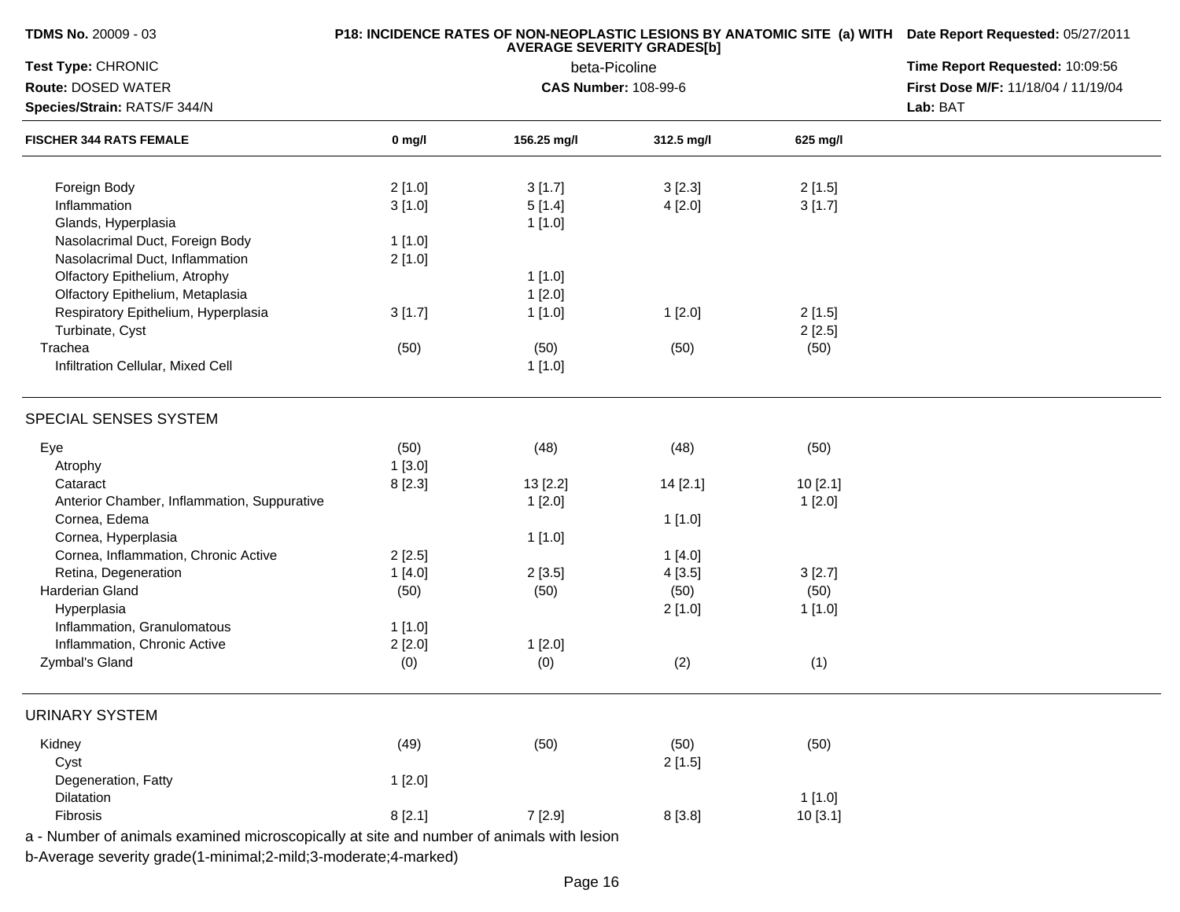**TDMS No.** 20009 - 03
**Test Type:** CHRONIC
**Route:** DOSED WATER
**Species/Strain:** RATS/F 344/N

**P18: INCIDENCE RATES OF NON-NEOPLASTIC LESIONS BY ANATOMIC SITE (a) WITH AVERAGE SEVERITY GRADES[b]**
beta-Picoline
**CAS Number:** 108-99-6

**Date Report Requested:** 05/27/2011
**Time Report Requested:** 10:09:56
**First Dose M/F:** 11/18/04 / 11/19/04
**Lab:** BAT

| FISCHER 344 RATS FEMALE | 0 mg/l | 156.25 mg/l | 312.5 mg/l | 625 mg/l |
|---|---|---|---|---|
| Foreign Body | 2 [1.0] | 3 [1.7] | 3 [2.3] | 2 [1.5] |
| Inflammation | 3 [1.0] | 5 [1.4] | 4 [2.0] | 3 [1.7] |
| Glands, Hyperplasia | | 1 [1.0] | | |
| Nasolacrimal Duct, Foreign Body | 1 [1.0] | | | |
| Nasolacrimal Duct, Inflammation | 2 [1.0] | | | |
| Olfactory Epithelium, Atrophy | | 1 [1.0] | | |
| Olfactory Epithelium, Metaplasia | | 1 [2.0] | | |
| Respiratory Epithelium, Hyperplasia | 3 [1.7] | 1 [1.0] | 1 [2.0] | 2 [1.5] |
| Turbinate, Cyst | | | | 2 [2.5] |
| Trachea | (50) | (50) | (50) | (50) |
| Infiltration Cellular, Mixed Cell | | 1 [1.0] | | |
| **SPECIAL SENSES SYSTEM** | | | | |
| Eye | (50) | (48) | (48) | (50) |
| Atrophy | 1 [3.0] | | | |
| Cataract | 8 [2.3] | 13 [2.2] | 14 [2.1] | 10 [2.1] |
| Anterior Chamber, Inflammation, Suppurative | | 1 [2.0] | | 1 [2.0] |
| Cornea, Edema | | | 1 [1.0] | |
| Cornea, Hyperplasia | | 1 [1.0] | | |
| Cornea, Inflammation, Chronic Active | 2 [2.5] | | 1 [4.0] | |
| Retina, Degeneration | 1 [4.0] | 2 [3.5] | 4 [3.5] | 3 [2.7] |
| Harderian Gland | (50) | (50) | (50) | (50) |
| Hyperplasia | | | 2 [1.0] | 1 [1.0] |
| Inflammation, Granulomatous | 1 [1.0] | | | |
| Inflammation, Chronic Active | 2 [2.0] | 1 [2.0] | | |
| Zymbal's Gland | (0) | (0) | (2) | (1) |
| **URINARY SYSTEM** | | | | |
| Kidney | (49) | (50) | (50) | (50) |
| Cyst | | | 2 [1.5] | |
| Degeneration, Fatty | 1 [2.0] | | | |
| Dilatation | | | | 1 [1.0] |
| Fibrosis | 8 [2.1] | 7 [2.9] | 8 [3.8] | 10 [3.1] |

a - Number of animals examined microscopically at site and number of animals with lesion
b-Average severity grade(1-minimal;2-mild;3-moderate;4-marked)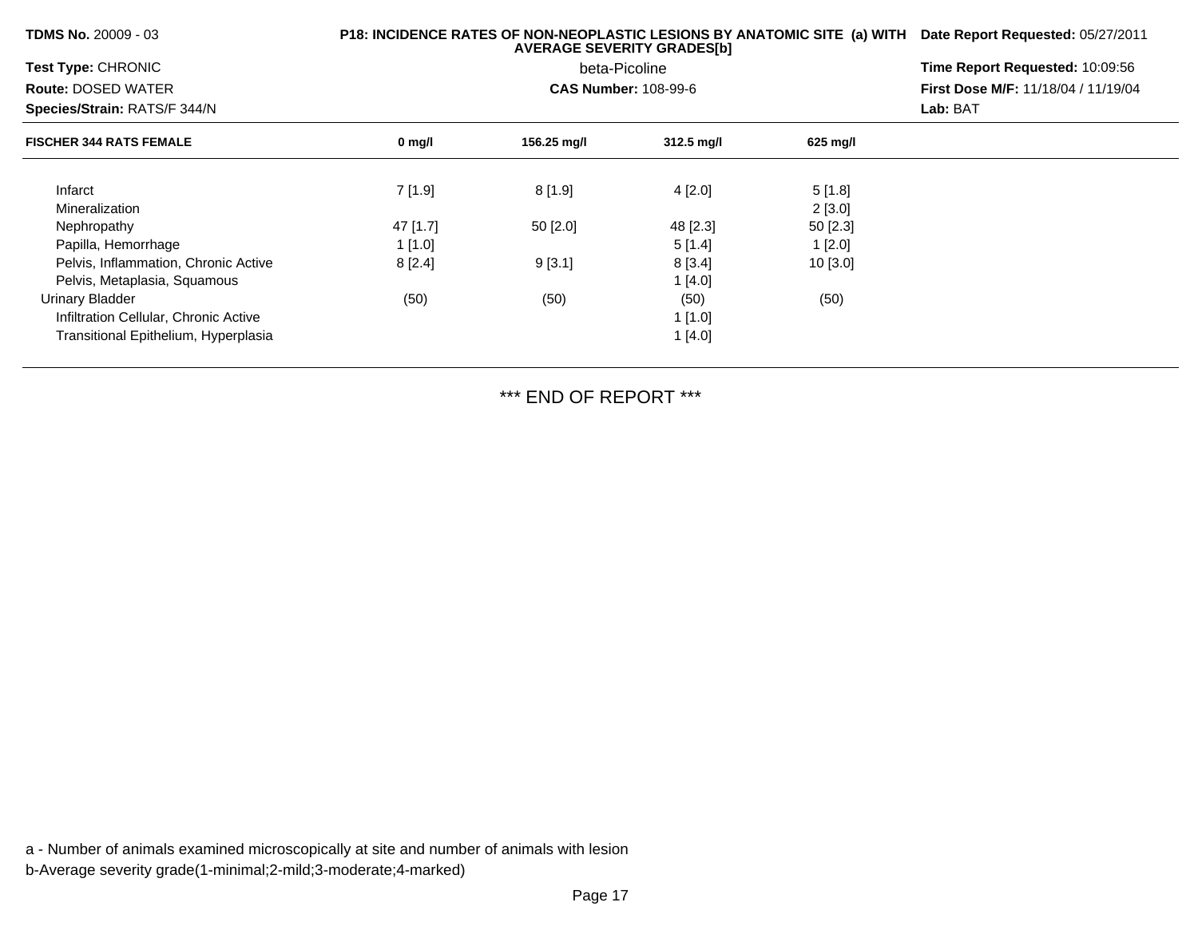TDMS No. 20009 - 03

**P18: INCIDENCE RATES OF NON-NEOPLASTIC LESIONS BY ANATOMIC SITE (a) WITH AVERAGE SEVERITY GRADES[b]**

beta-Picoline

**CAS Number:** 108-99-6

**Test Type:** CHRONIC
**Route:** DOSED WATER
**Species/Strain:** RATS/F 344/N

**Date Report Requested:** 05/27/2011
**Time Report Requested:** 10:09:56
**First Dose M/F:** 11/18/04 / 11/19/04
**Lab:** BAT

| FISCHER 344 RATS FEMALE | 0 mg/l | 156.25 mg/l | 312.5 mg/l | 625 mg/l |
|---|---|---|---|---|
| Infarct | 7 [1.9] | 8 [1.9] | 4 [2.0] | 5 [1.8] |
| Mineralization | | | | 2 [3.0] |
| Nephropathy | 47 [1.7] | 50 [2.0] | 48 [2.3] | 50 [2.3] |
| Papilla, Hemorrhage | 1 [1.0] | | 5 [1.4] | 1 [2.0] |
| Pelvis, Inflammation, Chronic Active | 8 [2.4] | 9 [3.1] | 8 [3.4] | 10 [3.0] |
| Pelvis, Metaplasia, Squamous | | | 1 [4.0] | |
| Urinary Bladder | (50) | (50) | (50) | (50) |
| Infiltration Cellular, Chronic Active | | | 1 [1.0] | |
| Transitional Epithelium, Hyperplasia | | | 1 [4.0] | |

*** END OF REPORT ***

a - Number of animals examined microscopically at site and number of animals with lesion
b-Average severity grade(1-minimal;2-mild;3-moderate;4-marked)